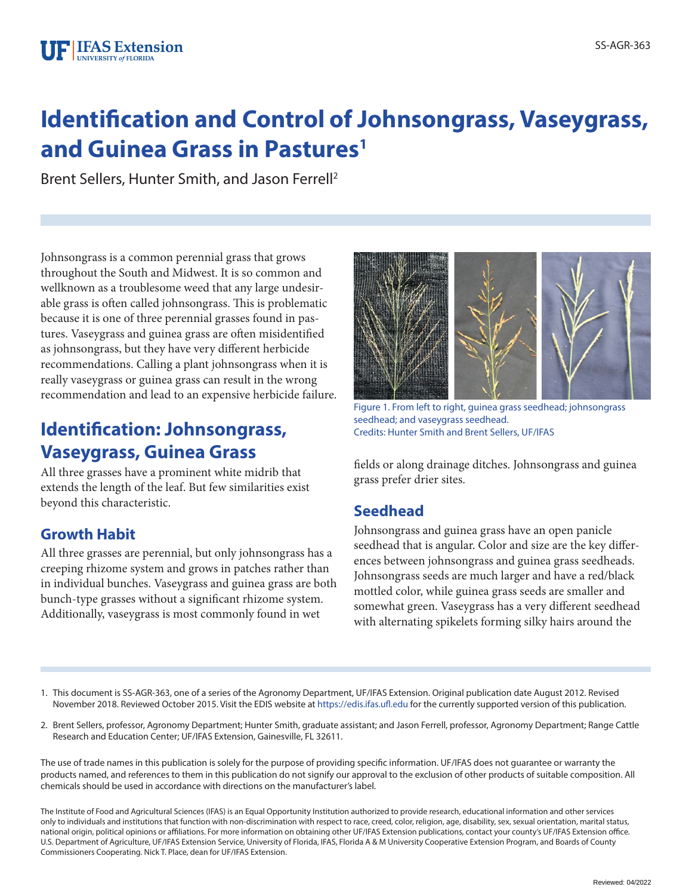# Identification and Control of Johnsongrass, Vaseygrass, and Guinea Grass in Pastures[1]

Brent Sellers, Hunter Smith, and Jason Ferrell[2]

Johnsongrass is a common perennial grass that grows throughout the South and Midwest. It is so common and wellknown as a troublesome weed that any large undesirable grass is often called johnsongrass. This is problematic because it is one of three perennial grasses found in pastures. Vaseygrass and guinea grass are often misidentified as johnsongrass, but they have very different herbicide recommendations. Calling a plant johnsongrass when it is really vaseygrass or guinea grass can result in the wrong recommendation and lead to an expensive herbicide failure.

Figure 1. From left to right, guinea grass seedhead; johnsongrass seedhead; and vaseygrass seedhead.
Credits: Hunter Smith and Brent Sellers, UF/IFAS

## Identification: Johnsongrass, Vaseygrass, Guinea Grass

All three grasses have a prominent white midrib that extends the length of the leaf. But few similarities exist beyond this characteristic.

### Growth Habit

All three grasses are perennial, but only johnsongrass has a creeping rhizome system and grows in patches rather than in individual bunches. Vaseygrass and guinea grass are both bunch-type grasses without a significant rhizome system. Additionally, vaseygrass is most commonly found in wet fields or along drainage ditches. Johnsongrass and guinea grass prefer drier sites.

### Seedhead

Johnsongrass and guinea grass have an open panicle seedhead that is angular. Color and size are the key differences between johnsongrass and guinea grass seedheads. Johnsongrass seeds are much larger and have a red/black mottled color, while guinea grass seeds are smaller and somewhat green. Vaseygrass has a very different seedhead with alternating spikelets forming silky hairs around the

1. This document is SS-AGR-363, one of a series of the Agronomy Department, UF/IFAS Extension. Original publication date August 2012. Revised November 2018. Reviewed October 2015. Visit the EDIS website at https://edis.ifas.ufl.edu for the currently supported version of this publication.

2. Brent Sellers, professor, Agronomy Department; Hunter Smith, graduate assistant; and Jason Ferrell, professor, Agronomy Department; Range Cattle Research and Education Center; UF/IFAS Extension, Gainesville, FL 32611.

The use of trade names in this publication is solely for the purpose of providing specific information. UF/IFAS does not guarantee or warranty the products named, and references to them in this publication do not signify our approval to the exclusion of other products of suitable composition. All chemicals should be used in accordance with directions on the manufacturer's label.

The Institute of Food and Agricultural Sciences (IFAS) is an Equal Opportunity Institution authorized to provide research, educational information and other services only to individuals and institutions that function with non-discrimination with respect to race, creed, color, religion, age, disability, sex, sexual orientation, marital status, national origin, political opinions or affiliations. For more information on obtaining other UF/IFAS Extension publications, contact your county's UF/IFAS Extension office. U.S. Department of Agriculture, UF/IFAS Extension Service, University of Florida, IFAS, Florida A & M University Cooperative Extension Program, and Boards of County Commissioners Cooperating. Nick T. Place, dean for UF/IFAS Extension.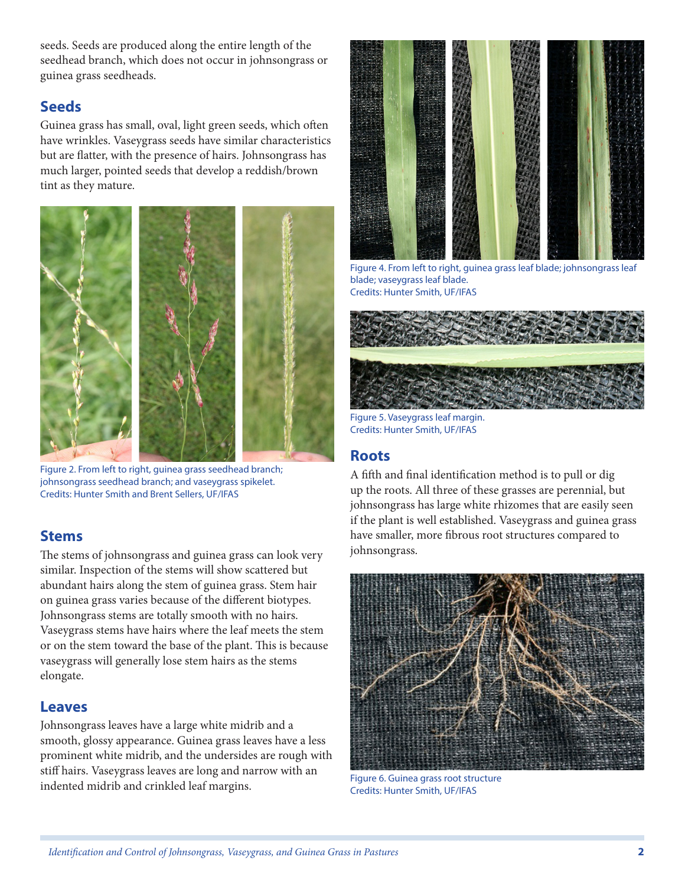seeds. Seeds are produced along the entire length of the seedhead branch, which does not occur in johnsongrass or guinea grass seedheads.

## Seeds

Guinea grass has small, oval, light green seeds, which often have wrinkles. Vaseygrass seeds have similar characteristics but are flatter, with the presence of hairs. Johnsongrass has much larger, pointed seeds that develop a reddish/brown tint as they mature.

Figure 2. From left to right, guinea grass seedhead branch; johnsongrass seedhead branch; and vaseygrass spikelet.
Credits: Hunter Smith and Brent Sellers, UF/IFAS

## Stems

The stems of johnsongrass and guinea grass can look very similar. Inspection of the stems will show scattered but abundant hairs along the stem of guinea grass. Stem hair on guinea grass varies because of the different biotypes. Johnsongrass stems are totally smooth with no hairs. Vaseygrass stems have hairs where the leaf meets the stem or on the stem toward the base of the plant. This is because vaseygrass will generally lose stem hairs as the stems elongate.

## Leaves

Johnsongrass leaves have a large white midrib and a smooth, glossy appearance. Guinea grass leaves have a less prominent white midrib, and the undersides are rough with stiff hairs. Vaseygrass leaves are long and narrow with an indented midrib and crinkled leaf margins.

Figure 4. From left to right, guinea grass leaf blade; johnsongrass leaf blade; vaseygrass leaf blade.
Credits: Hunter Smith, UF/IFAS

Figure 5. Vaseygrass leaf margin.
Credits: Hunter Smith, UF/IFAS

## Roots

A fifth and final identification method is to pull or dig up the roots. All three of these grasses are perennial, but johnsongrass has large white rhizomes that are easily seen if the plant is well established. Vaseygrass and guinea grass have smaller, more fibrous root structures compared to johnsongrass.

Figure 6. Guinea grass root structure
Credits: Hunter Smith, UF/IFAS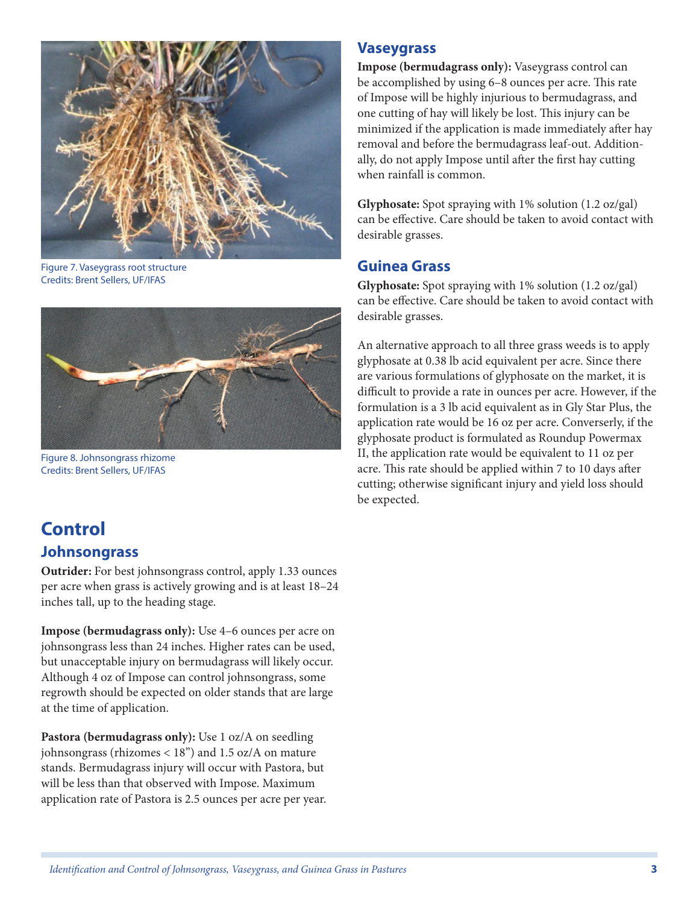Figure 7. Vaseygrass root structure
Credits: Brent Sellers, UF/IFAS

Figure 8. Johnsongrass rhizome
Credits: Brent Sellers, UF/IFAS

# Control

## Johnsongrass

**Outrider:** For best johnsongrass control, apply 1.33 ounces per acre when grass is actively growing and is at least 18–24 inches tall, up to the heading stage.

**Impose (bermudagrass only):** Use 4–6 ounces per acre on johnsongrass less than 24 inches. Higher rates can be used, but unacceptable injury on bermudagrass will likely occur. Although 4 oz of Impose can control johnsongrass, some regrowth should be expected on older stands that are large at the time of application.

**Pastora (bermudagrass only):** Use 1 oz/A on seedling johnsongrass (rhizomes < 18") and 1.5 oz/A on mature stands. Bermudagrass injury will occur with Pastora, but will be less than that observed with Impose. Maximum application rate of Pastora is 2.5 ounces per acre per year.

## Vaseygrass

**Impose (bermudagrass only):** Vaseygrass control can be accomplished by using 6–8 ounces per acre. This rate of Impose will be highly injurious to bermudagrass, and one cutting of hay will likely be lost. This injury can be minimized if the application is made immediately after hay removal and before the bermudagrass leaf-out. Additionally, do not apply Impose until after the first hay cutting when rainfall is common.

**Glyphosate:** Spot spraying with 1% solution (1.2 oz/gal) can be effective. Care should be taken to avoid contact with desirable grasses.

## Guinea Grass

**Glyphosate:** Spot spraying with 1% solution (1.2 oz/gal) can be effective. Care should be taken to avoid contact with desirable grasses.

An alternative approach to all three grass weeds is to apply glyphosate at 0.38 lb acid equivalent per acre. Since there are various formulations of glyphosate on the market, it is difficult to provide a rate in ounces per acre. However, if the formulation is a 3 lb acid equivalent as in Gly Star Plus, the application rate would be 16 oz per acre. Converserly, if the glyphosate product is formulated as Roundup Powermax II, the application rate would be equivalent to 11 oz per acre. This rate should be applied within 7 to 10 days after cutting; otherwise significant injury and yield loss should be expected.